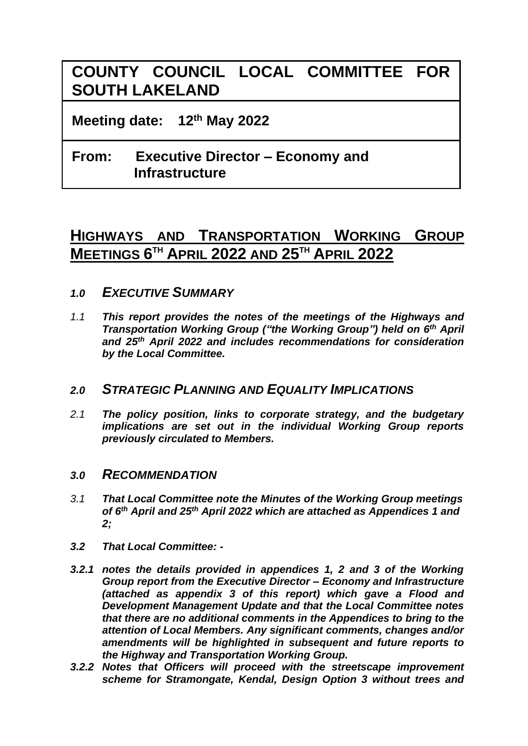| COUNTY COUNCIL LOCAL COMMITTEE FOR SOUTH LAKELAND |
|---|
| **Meeting date: 12th May 2022** |
| **From: Executive Director – Economy and Infrastructure** |

# HIGHWAYS AND TRANSPORTATION WORKING GROUP MEETINGS 6TH APRIL 2022 AND 25TH APRIL 2022

## *1.0 EXECUTIVE SUMMARY*

*1.1* ***This report provides the notes of the meetings of the Highways and Transportation Working Group ("the Working Group") held on 6th April and 25th April 2022 and includes recommendations for consideration by the Local Committee.***

## *2.0 STRATEGIC PLANNING AND EQUALITY IMPLICATIONS*

*2.1* ***The policy position, links to corporate strategy, and the budgetary implications are set out in the individual Working Group reports previously circulated to Members.***

## *3.0 RECOMMENDATION*

*3.1* ***That Local Committee note the Minutes of the Working Group meetings of 6th April and 25th April 2022 which are attached as Appendices 1 and 2;***

***3.2 That Local Committee: -***

***3.2.1 notes the details provided in appendices 1, 2 and 3 of the Working Group report from the Executive Director – Economy and Infrastructure (attached as appendix 3 of this report) which gave a Flood and Development Management Update and that the Local Committee notes that there are no additional comments in the Appendices to bring to the attention of Local Members. Any significant comments, changes and/or amendments will be highlighted in subsequent and future reports to the Highway and Transportation Working Group.***

***3.2.2 Notes that Officers will proceed with the streetscape improvement scheme for Stramongate, Kendal, Design Option 3 without trees and***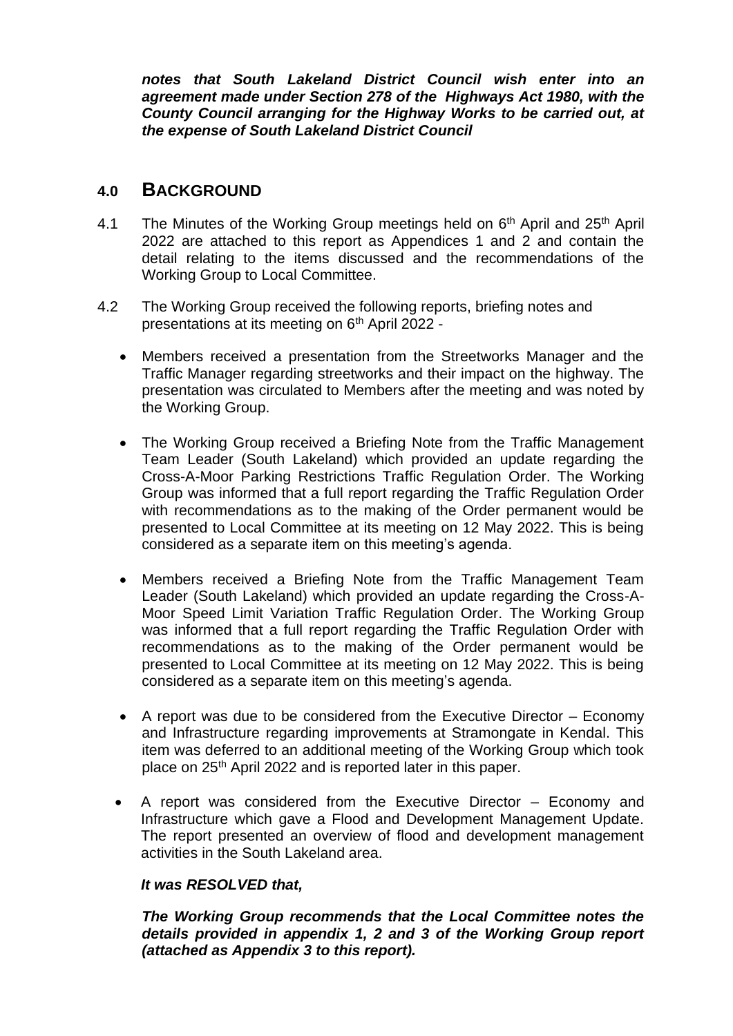***notes that South Lakeland District Council wish enter into an agreement made under Section 278 of the Highways Act 1980, with the County Council arranging for the Highway Works to be carried out, at the expense of South Lakeland District Council***

## 4.0 BACKGROUND

4.1 The Minutes of the Working Group meetings held on 6th April and 25th April 2022 are attached to this report as Appendices 1 and 2 and contain the detail relating to the items discussed and the recommendations of the Working Group to Local Committee.

4.2 The Working Group received the following reports, briefing notes and presentations at its meeting on 6th April 2022 -

- Members received a presentation from the Streetworks Manager and the Traffic Manager regarding streetworks and their impact on the highway. The presentation was circulated to Members after the meeting and was noted by the Working Group.
- The Working Group received a Briefing Note from the Traffic Management Team Leader (South Lakeland) which provided an update regarding the Cross-A-Moor Parking Restrictions Traffic Regulation Order. The Working Group was informed that a full report regarding the Traffic Regulation Order with recommendations as to the making of the Order permanent would be presented to Local Committee at its meeting on 12 May 2022. This is being considered as a separate item on this meeting's agenda.
- Members received a Briefing Note from the Traffic Management Team Leader (South Lakeland) which provided an update regarding the Cross-A-Moor Speed Limit Variation Traffic Regulation Order. The Working Group was informed that a full report regarding the Traffic Regulation Order with recommendations as to the making of the Order permanent would be presented to Local Committee at its meeting on 12 May 2022. This is being considered as a separate item on this meeting's agenda.
- A report was due to be considered from the Executive Director – Economy and Infrastructure regarding improvements at Stramongate in Kendal. This item was deferred to an additional meeting of the Working Group which took place on 25th April 2022 and is reported later in this paper.
- A report was considered from the Executive Director – Economy and Infrastructure which gave a Flood and Development Management Update. The report presented an overview of flood and development management activities in the South Lakeland area.

***It was RESOLVED that,***

***The Working Group recommends that the Local Committee notes the details provided in appendix 1, 2 and 3 of the Working Group report (attached as Appendix 3 to this report).***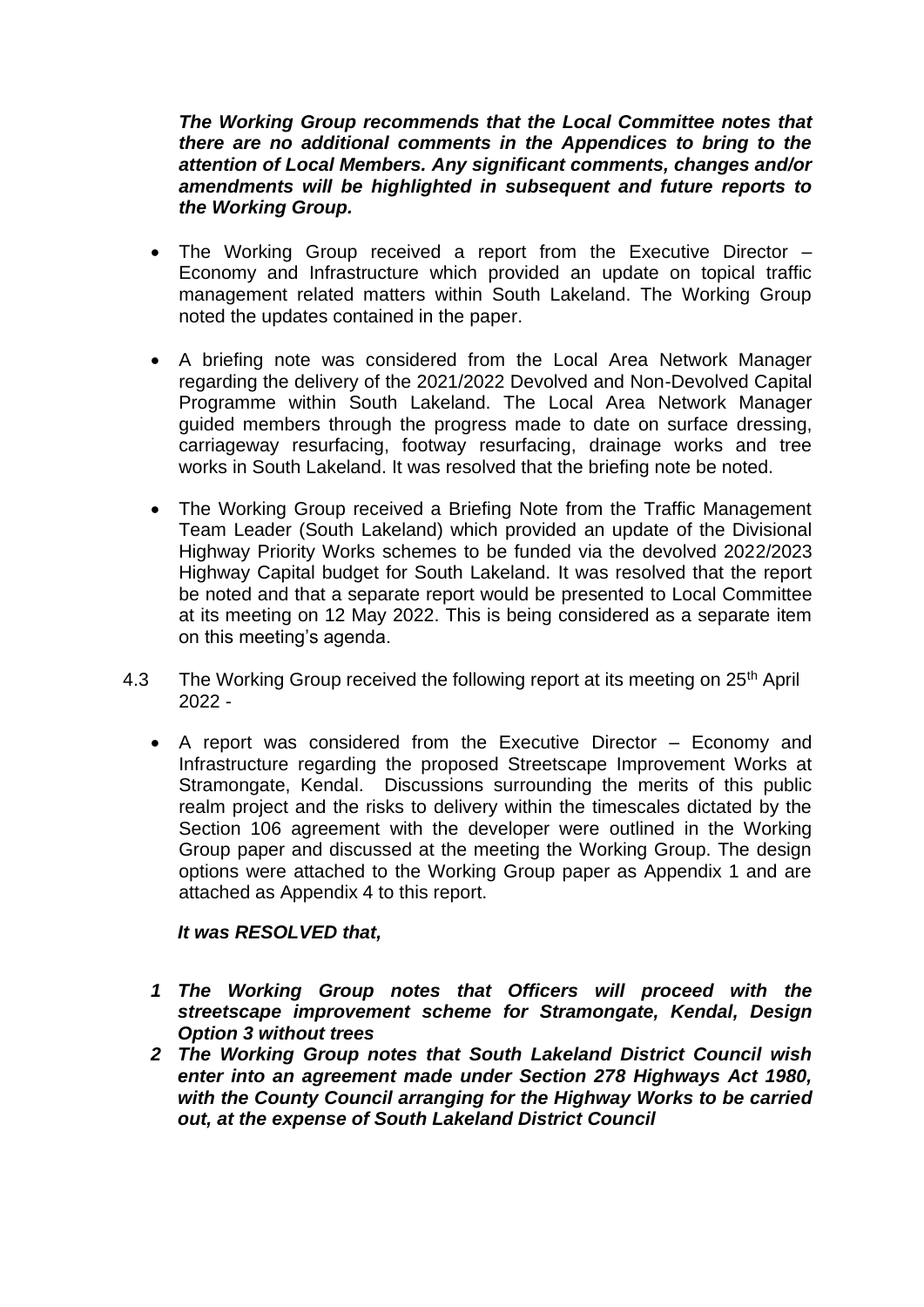***The Working Group recommends that the Local Committee notes that there are no additional comments in the Appendices to bring to the attention of Local Members. Any significant comments, changes and/or amendments will be highlighted in subsequent and future reports to the Working Group.***

- The Working Group received a report from the Executive Director – Economy and Infrastructure which provided an update on topical traffic management related matters within South Lakeland. The Working Group noted the updates contained in the paper.
- A briefing note was considered from the Local Area Network Manager regarding the delivery of the 2021/2022 Devolved and Non-Devolved Capital Programme within South Lakeland. The Local Area Network Manager guided members through the progress made to date on surface dressing, carriageway resurfacing, footway resurfacing, drainage works and tree works in South Lakeland. It was resolved that the briefing note be noted.
- The Working Group received a Briefing Note from the Traffic Management Team Leader (South Lakeland) which provided an update of the Divisional Highway Priority Works schemes to be funded via the devolved 2022/2023 Highway Capital budget for South Lakeland. It was resolved that the report be noted and that a separate report would be presented to Local Committee at its meeting on 12 May 2022. This is being considered as a separate item on this meeting's agenda.

4.3 The Working Group received the following report at its meeting on 25th April 2022 -

- A report was considered from the Executive Director – Economy and Infrastructure regarding the proposed Streetscape Improvement Works at Stramongate, Kendal. Discussions surrounding the merits of this public realm project and the risks to delivery within the timescales dictated by the Section 106 agreement with the developer were outlined in the Working Group paper and discussed at the meeting the Working Group. The design options were attached to the Working Group paper as Appendix 1 and are attached as Appendix 4 to this report.

***It was RESOLVED that,***

1. ***The Working Group notes that Officers will proceed with the streetscape improvement scheme for Stramongate, Kendal, Design Option 3 without trees***
2. ***The Working Group notes that South Lakeland District Council wish enter into an agreement made under Section 278 Highways Act 1980, with the County Council arranging for the Highway Works to be carried out, at the expense of South Lakeland District Council***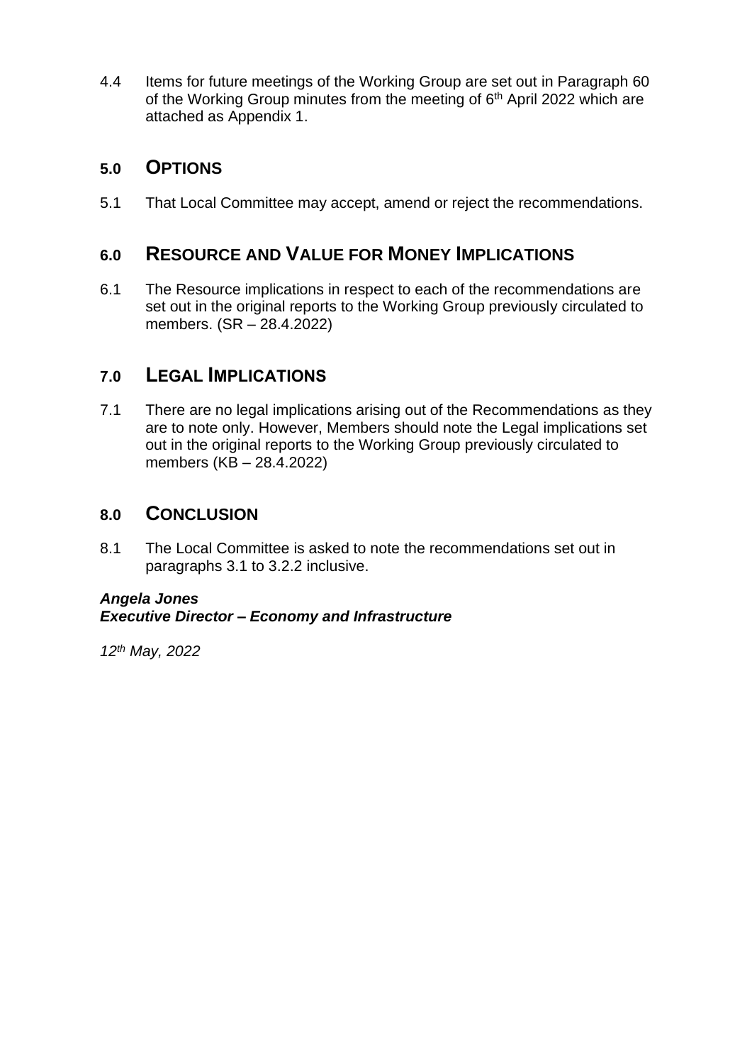4.4 Items for future meetings of the Working Group are set out in Paragraph 60 of the Working Group minutes from the meeting of 6th April 2022 which are attached as Appendix 1.

## 5.0 OPTIONS

5.1 That Local Committee may accept, amend or reject the recommendations.

## 6.0 RESOURCE AND VALUE FOR MONEY IMPLICATIONS

6.1 The Resource implications in respect to each of the recommendations are set out in the original reports to the Working Group previously circulated to members. (SR – 28.4.2022)

## 7.0 LEGAL IMPLICATIONS

7.1 There are no legal implications arising out of the Recommendations as they are to note only. However, Members should note the Legal implications set out in the original reports to the Working Group previously circulated to members (KB – 28.4.2022)

## 8.0 CONCLUSION

8.1 The Local Committee is asked to note the recommendations set out in paragraphs 3.1 to 3.2.2 inclusive.

***Angela Jones***
***Executive Director – Economy and Infrastructure***

*12th May, 2022*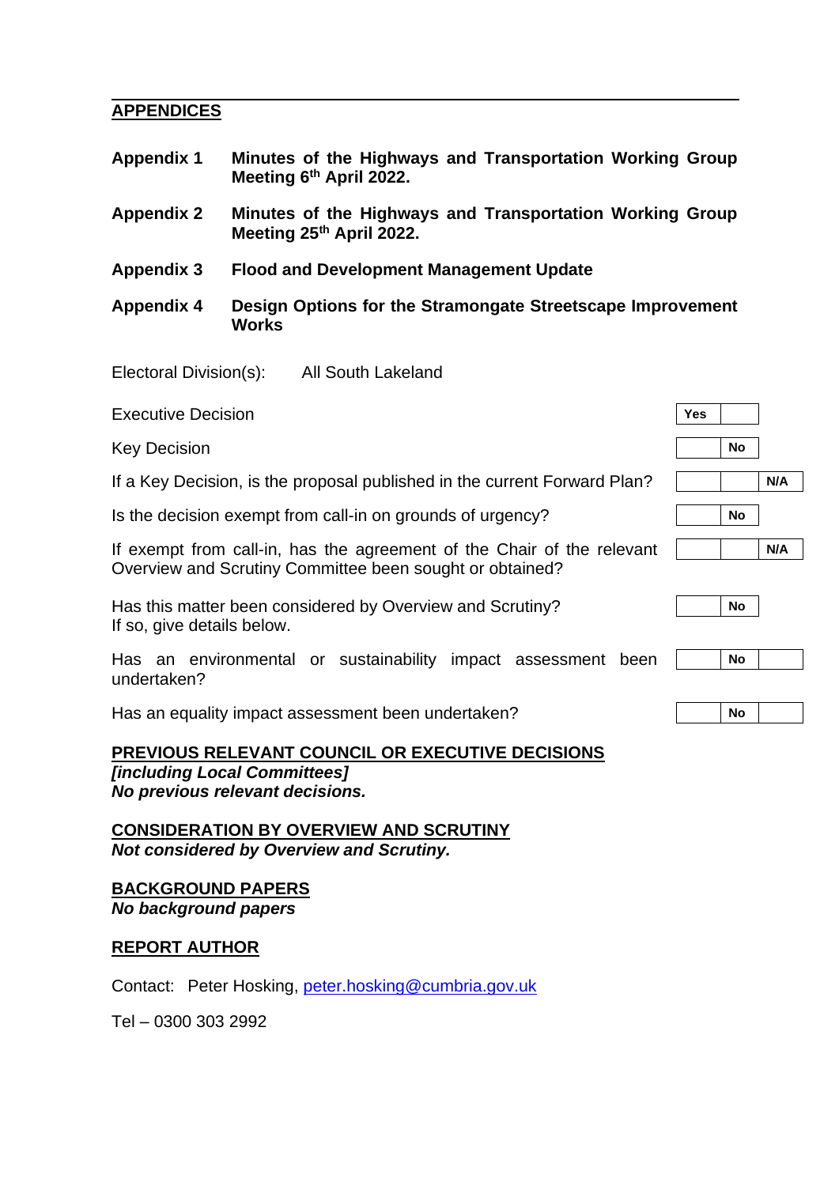## APPENDICES

**Appendix 1** **Minutes of the Highways and Transportation Working Group Meeting 6th April 2022.**

**Appendix 2** **Minutes of the Highways and Transportation Working Group Meeting 25th April 2022.**

**Appendix 3** **Flood and Development Management Update**

**Appendix 4** **Design Options for the Stramongate Streetscape Improvement Works**

Electoral Division(s): All South Lakeland

| | | | |
|---|---|---|---|
| Executive Decision | Yes | | |
| Key Decision | | No | |
| If a Key Decision, is the proposal published in the current Forward Plan? | | | N/A |
| Is the decision exempt from call-in on grounds of urgency? | | No | |
| If exempt from call-in, has the agreement of the Chair of the relevant Overview and Scrutiny Committee been sought or obtained? | | | N/A |
| Has this matter been considered by Overview and Scrutiny? If so, give details below. | | No | |
| Has an environmental or sustainability impact assessment been undertaken? | | No | |
| Has an equality impact assessment been undertaken? | | No | |

**PREVIOUS RELEVANT COUNCIL OR EXECUTIVE DECISIONS**
***[including Local Committees]***
***No previous relevant decisions.***

**CONSIDERATION BY OVERVIEW AND SCRUTINY**
***Not considered by Overview and Scrutiny.***

**BACKGROUND PAPERS**
***No background papers***

**REPORT AUTHOR**

Contact: Peter Hosking, peter.hosking@cumbria.gov.uk

Tel – 0300 303 2992